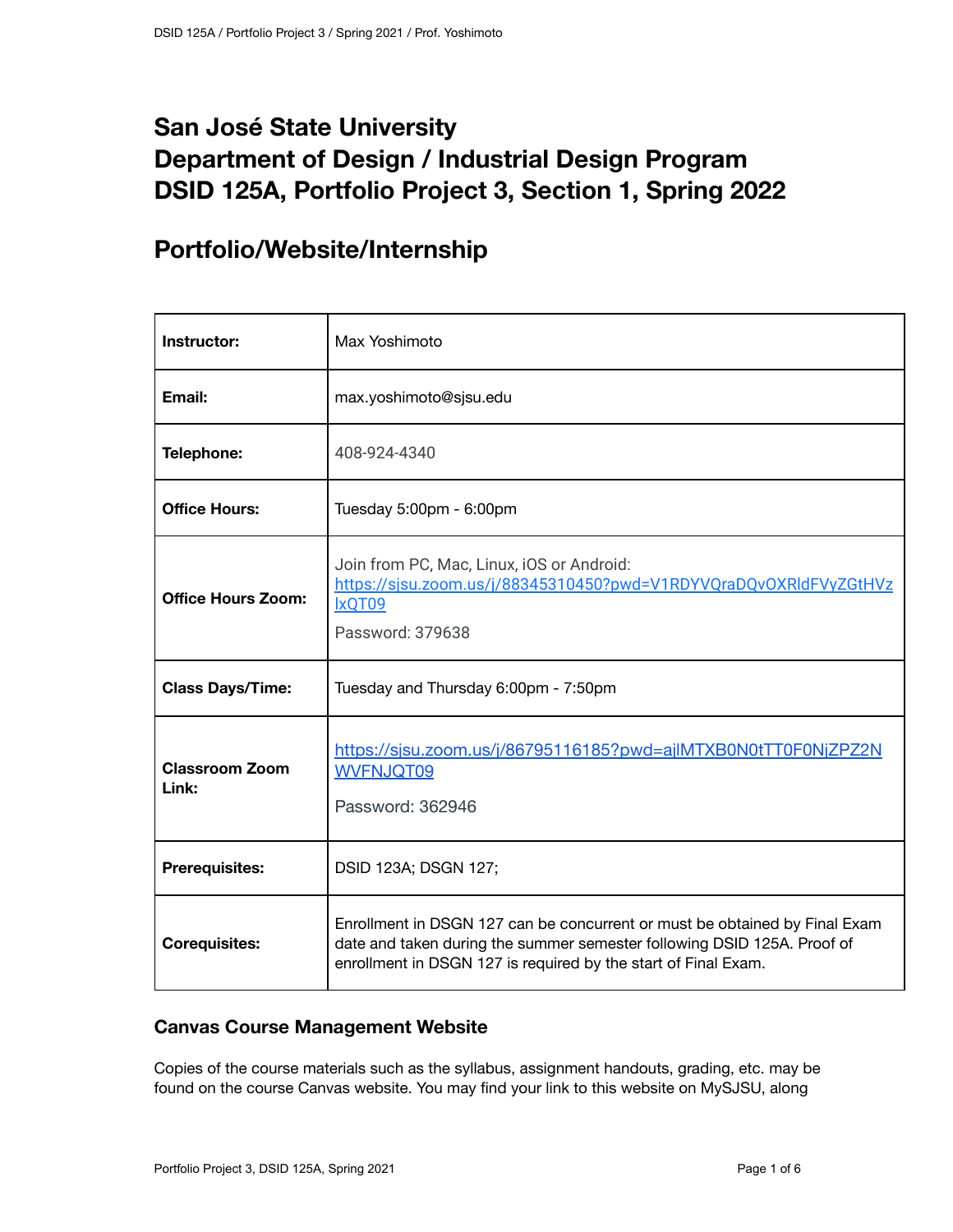# San José State University
# Department of Design / Industrial Design Program
# DSID 125A, Portfolio Project 3, Section 1, Spring 2022

## Portfolio/Website/Internship

| | |
|---|---|
| **Instructor:** | Max Yoshimoto |
| **Email:** | max.yoshimoto@sjsu.edu |
| **Telephone:** | 408-924-4340 |
| **Office Hours:** | Tuesday 5:00pm - 6:00pm |
| **Office Hours Zoom:** | Join from PC, Mac, Linux, iOS or Android: https://sjsu.zoom.us/j/88345310450?pwd=V1RDYVQraDQvOXRldFVyZGtHVzlxQT09 Password: 379638 |
| **Class Days/Time:** | Tuesday and Thursday 6:00pm - 7:50pm |
| **Classroom Zoom Link:** | https://sjsu.zoom.us/j/86795116185?pwd=ajlMTXB0N0tTT0F0NjZPZ2NWVFNJQT09 Password: 362946 |
| **Prerequisites:** | DSID 123A; DSGN 127; |
| **Corequisites:** | Enrollment in DSGN 127 can be concurrent or must be obtained by Final Exam date and taken during the summer semester following DSID 125A. Proof of enrollment in DSGN 127 is required by the start of Final Exam. |

### Canvas Course Management Website

Copies of the course materials such as the syllabus, assignment handouts, grading, etc. may be found on the course Canvas website. You may find your link to this website on MySJSU, along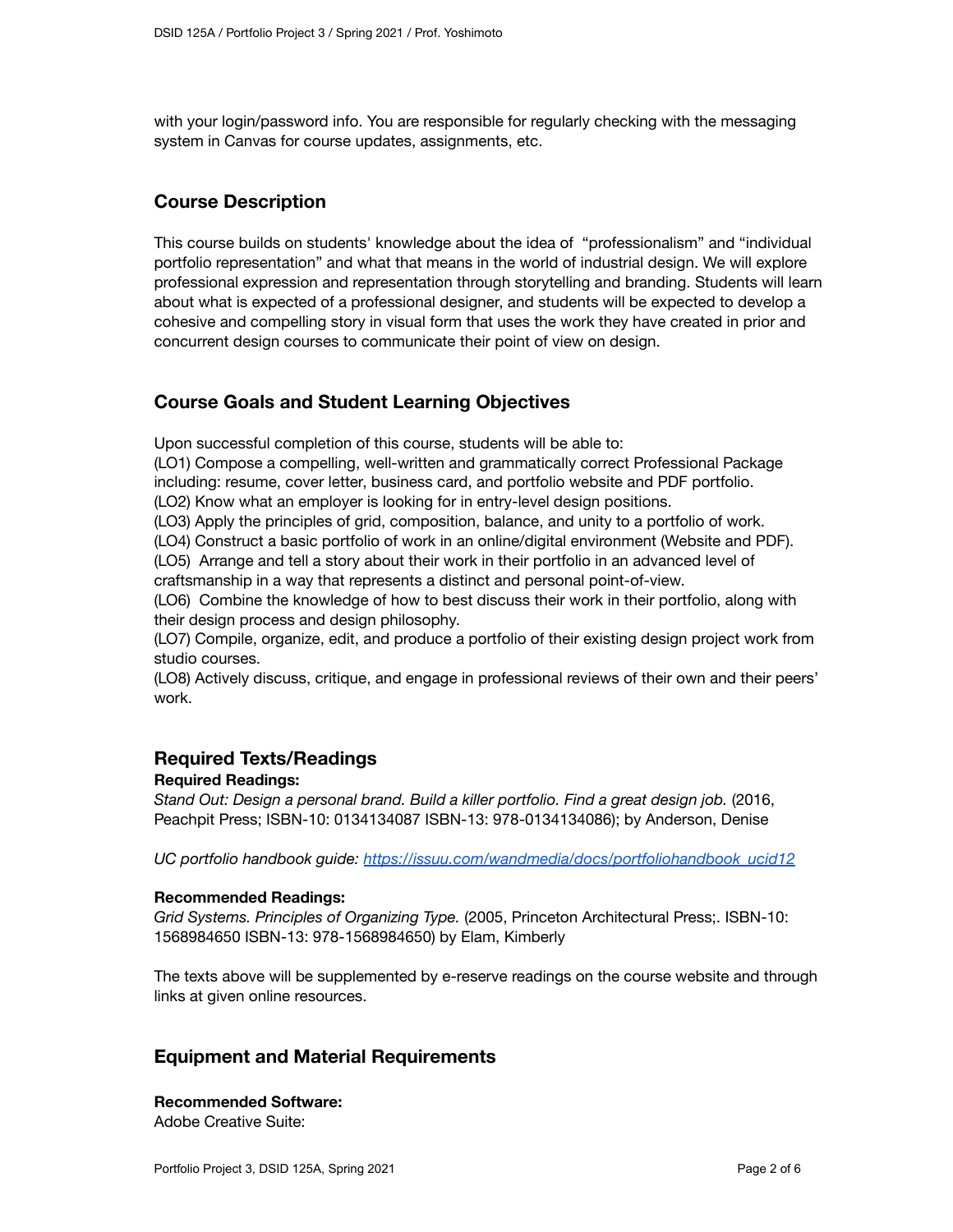with your login/password info. You are responsible for regularly checking with the messaging system in Canvas for course updates, assignments, etc.

## Course Description

This course builds on students' knowledge about the idea of "professionalism" and "individual portfolio representation" and what that means in the world of industrial design. We will explore professional expression and representation through storytelling and branding. Students will learn about what is expected of a professional designer, and students will be expected to develop a cohesive and compelling story in visual form that uses the work they have created in prior and concurrent design courses to communicate their point of view on design.

## Course Goals and Student Learning Objectives

Upon successful completion of this course, students will be able to:
(LO1) Compose a compelling, well-written and grammatically correct Professional Package including: resume, cover letter, business card, and portfolio website and PDF portfolio.
(LO2) Know what an employer is looking for in entry-level design positions.
(LO3) Apply the principles of grid, composition, balance, and unity to a portfolio of work.
(LO4) Construct a basic portfolio of work in an online/digital environment (Website and PDF).
(LO5) Arrange and tell a story about their work in their portfolio in an advanced level of craftsmanship in a way that represents a distinct and personal point-of-view.
(LO6) Combine the knowledge of how to best discuss their work in their portfolio, along with their design process and design philosophy.
(LO7) Compile, organize, edit, and produce a portfolio of their existing design project work from studio courses.
(LO8) Actively discuss, critique, and engage in professional reviews of their own and their peers' work.

## Required Texts/Readings

**Required Readings:**
*Stand Out: Design a personal brand. Build a killer portfolio. Find a great design job.* (2016, Peachpit Press; ISBN-10: 0134134087 ISBN-13: 978-0134134086); by Anderson, Denise

*UC portfolio handbook guide: [https://issuu.com/wandmedia/docs/portfoliohandbook_ucid12](https://issuu.com/wandmedia/docs/portfoliohandbook_ucid12)*

**Recommended Readings:**
*Grid Systems. Principles of Organizing Type.* (2005, Princeton Architectural Press;. ISBN-10: 1568984650 ISBN-13: 978-1568984650) by Elam, Kimberly

The texts above will be supplemented by e-reserve readings on the course website and through links at given online resources.

## Equipment and Material Requirements

**Recommended Software:**
Adobe Creative Suite: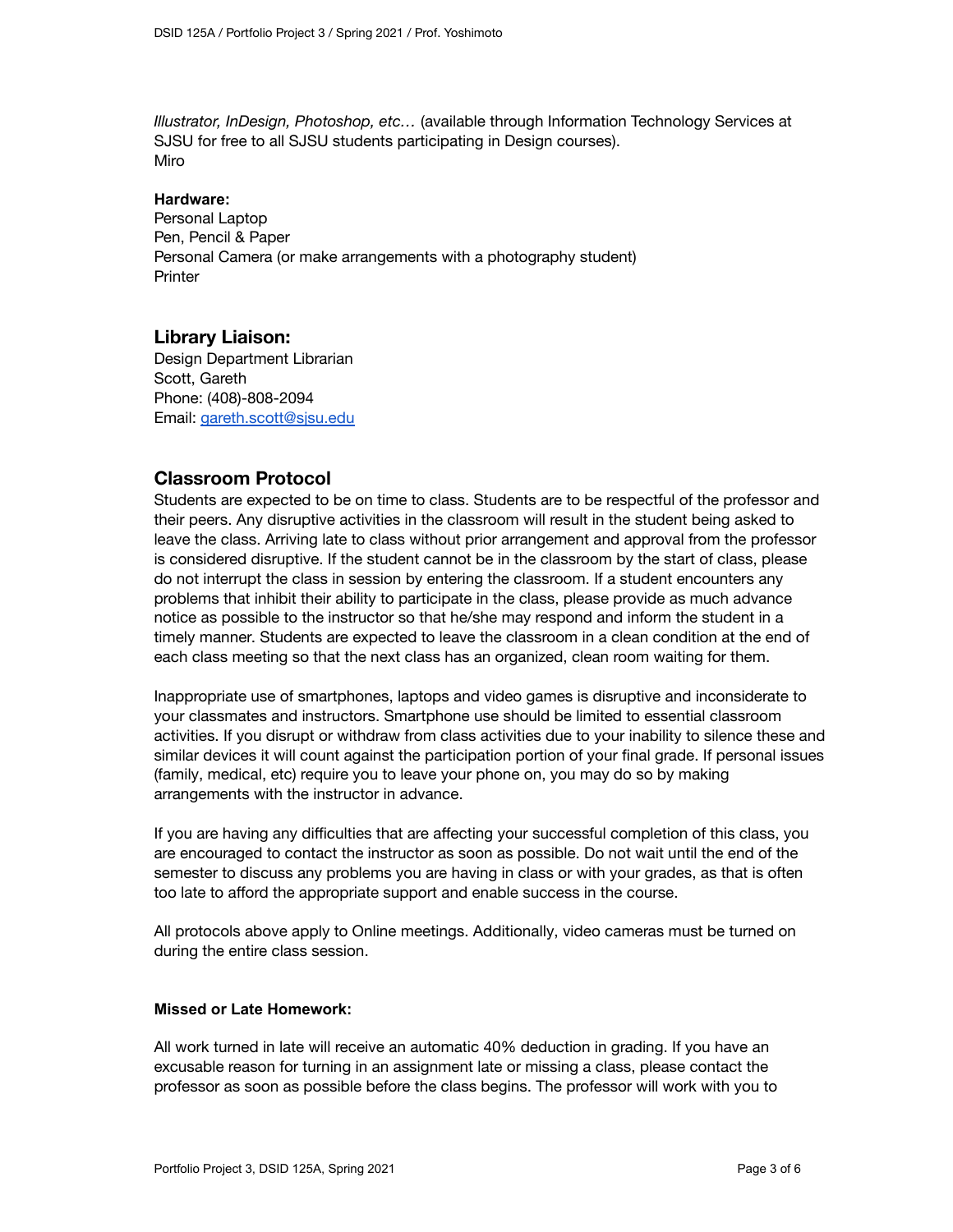*Illustrator, InDesign, Photoshop, etc…* (available through Information Technology Services at SJSU for free to all SJSU students participating in Design courses).
Miro

**Hardware:**
Personal Laptop
Pen, Pencil & Paper
Personal Camera (or make arrangements with a photography student)
Printer

## Library Liaison:

Design Department Librarian
Scott, Gareth
Phone: (408)-808-2094
Email: [gareth.scott@sjsu.edu](mailto:gareth.scott@sjsu.edu)

## Classroom Protocol

Students are expected to be on time to class. Students are to be respectful of the professor and their peers. Any disruptive activities in the classroom will result in the student being asked to leave the class. Arriving late to class without prior arrangement and approval from the professor is considered disruptive. If the student cannot be in the classroom by the start of class, please do not interrupt the class in session by entering the classroom. If a student encounters any problems that inhibit their ability to participate in the class, please provide as much advance notice as possible to the instructor so that he/she may respond and inform the student in a timely manner. Students are expected to leave the classroom in a clean condition at the end of each class meeting so that the next class has an organized, clean room waiting for them.

Inappropriate use of smartphones, laptops and video games is disruptive and inconsiderate to your classmates and instructors. Smartphone use should be limited to essential classroom activities. If you disrupt or withdraw from class activities due to your inability to silence these and similar devices it will count against the participation portion of your final grade. If personal issues (family, medical, etc) require you to leave your phone on, you may do so by making arrangements with the instructor in advance.

If you are having any difficulties that are affecting your successful completion of this class, you are encouraged to contact the instructor as soon as possible. Do not wait until the end of the semester to discuss any problems you are having in class or with your grades, as that is often too late to afford the appropriate support and enable success in the course.

All protocols above apply to Online meetings. Additionally, video cameras must be turned on during the entire class session.

**Missed or Late Homework:**

All work turned in late will receive an automatic 40% deduction in grading. If you have an excusable reason for turning in an assignment late or missing a class, please contact the professor as soon as possible before the class begins. The professor will work with you to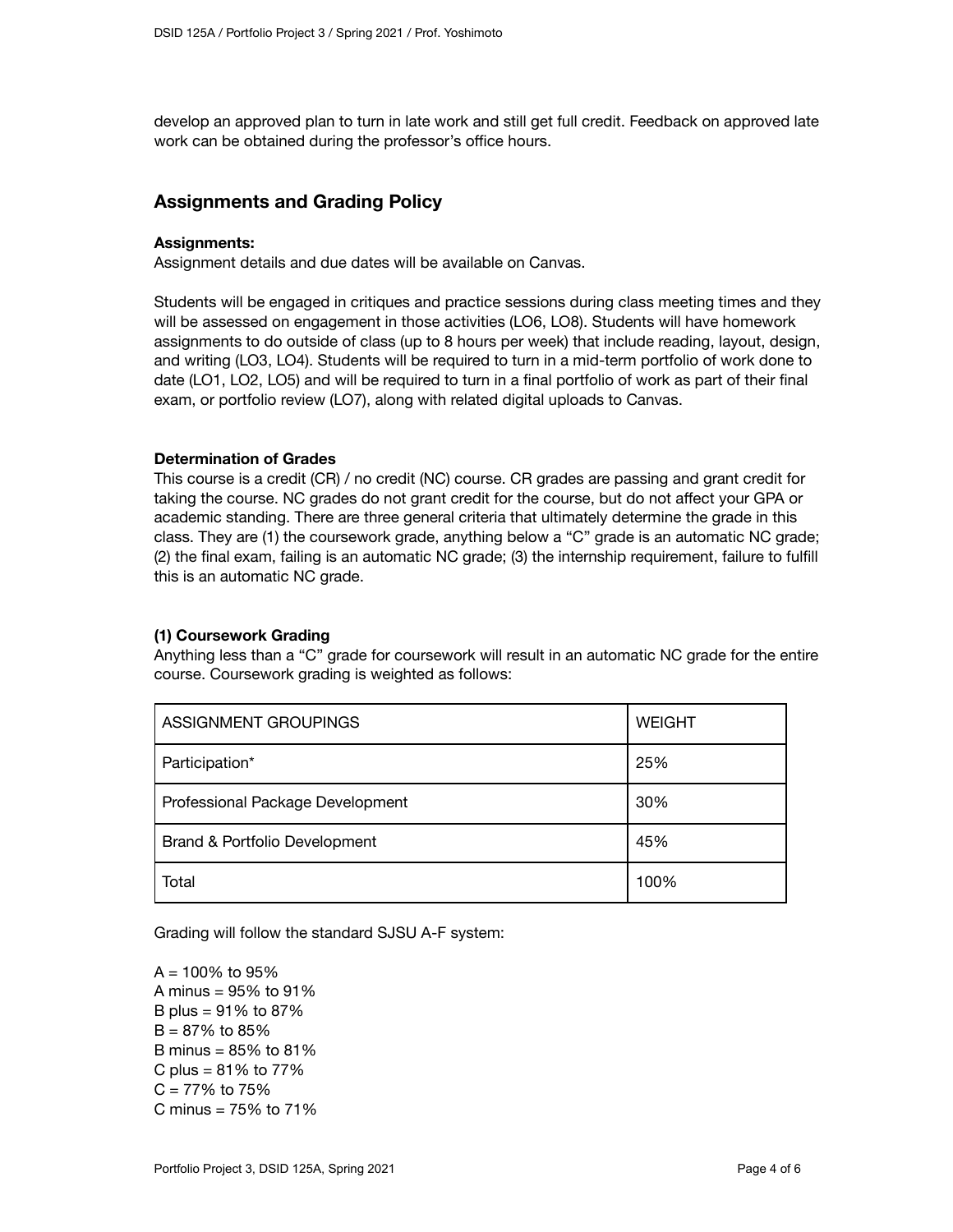develop an approved plan to turn in late work and still get full credit. Feedback on approved late work can be obtained during the professor's office hours.

## Assignments and Grading Policy

**Assignments:**
Assignment details and due dates will be available on Canvas.

Students will be engaged in critiques and practice sessions during class meeting times and they will be assessed on engagement in those activities (LO6, LO8). Students will have homework assignments to do outside of class (up to 8 hours per week) that include reading, layout, design, and writing (LO3, LO4). Students will be required to turn in a mid-term portfolio of work done to date (LO1, LO2, LO5) and will be required to turn in a final portfolio of work as part of their final exam, or portfolio review (LO7), along with related digital uploads to Canvas.

**Determination of Grades**
This course is a credit (CR) / no credit (NC) course. CR grades are passing and grant credit for taking the course. NC grades do not grant credit for the course, but do not affect your GPA or academic standing. There are three general criteria that ultimately determine the grade in this class. They are (1) the coursework grade, anything below a "C" grade is an automatic NC grade; (2) the final exam, failing is an automatic NC grade; (3) the internship requirement, failure to fulfill this is an automatic NC grade.

**(1) Coursework Grading**
Anything less than a "C" grade for coursework will result in an automatic NC grade for the entire course. Coursework grading is weighted as follows:

| ASSIGNMENT GROUPINGS | WEIGHT |
|---|---|
| Participation* | 25% |
| Professional Package Development | 30% |
| Brand & Portfolio Development | 45% |
| Total | 100% |

Grading will follow the standard SJSU A-F system:

A = 100% to 95%
A minus = 95% to 91%
B plus = 91% to 87%
B = 87% to 85%
B minus = 85% to 81%
C plus = 81% to 77%
C = 77% to 75%
C minus = 75% to 71%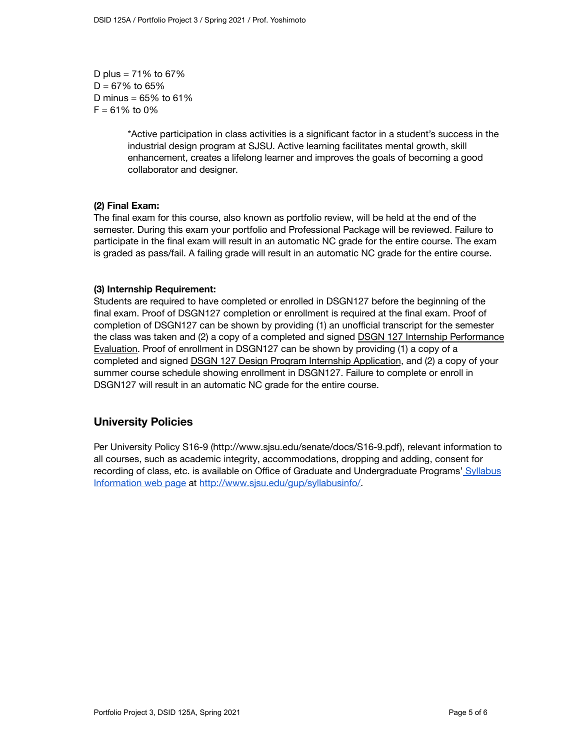D plus = 71% to 67%
D = 67% to 65%
D minus = 65% to 61%
F = 61% to 0%

> *Active participation in class activities is a significant factor in a student's success in the industrial design program at SJSU. Active learning facilitates mental growth, skill enhancement, creates a lifelong learner and improves the goals of becoming a good collaborator and designer.

**(2) Final Exam:**
The final exam for this course, also known as portfolio review, will be held at the end of the semester. During this exam your portfolio and Professional Package will be reviewed. Failure to participate in the final exam will result in an automatic NC grade for the entire course. The exam is graded as pass/fail. A failing grade will result in an automatic NC grade for the entire course.

**(3) Internship Requirement:**
Students are required to have completed or enrolled in DSGN127 before the beginning of the final exam. Proof of DSGN127 completion or enrollment is required at the final exam. Proof of completion of DSGN127 can be shown by providing (1) an unofficial transcript for the semester the class was taken and (2) a copy of a completed and signed DSGN 127 Internship Performance Evaluation. Proof of enrollment in DSGN127 can be shown by providing (1) a copy of a completed and signed DSGN 127 Design Program Internship Application, and (2) a copy of your summer course schedule showing enrollment in DSGN127. Failure to complete or enroll in DSGN127 will result in an automatic NC grade for the entire course.

## University Policies

Per University Policy S16-9 (http://www.sjsu.edu/senate/docs/S16-9.pdf), relevant information to all courses, such as academic integrity, accommodations, dropping and adding, consent for recording of class, etc. is available on Office of Graduate and Undergraduate Programs' Syllabus Information web page at http://www.sjsu.edu/gup/syllabusinfo/.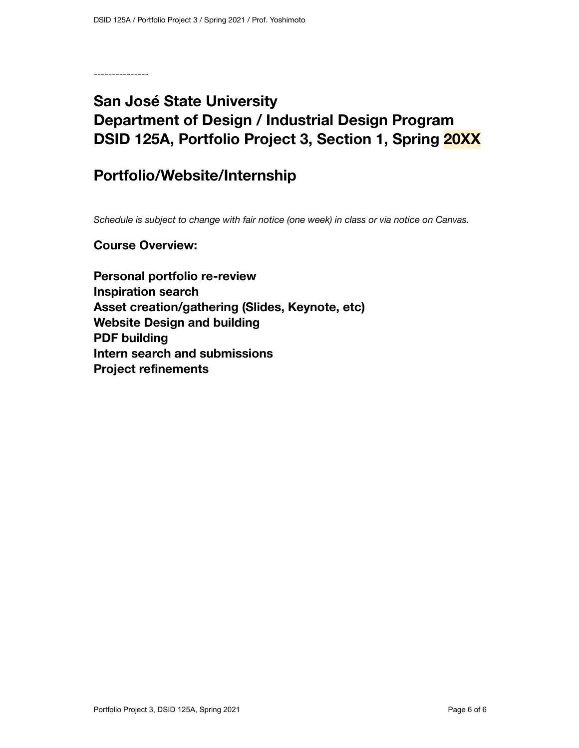---------------

# San José State University
# Department of Design / Industrial Design Program
# DSID 125A, Portfolio Project 3, Section 1, Spring 20XX

## Portfolio/Website/Internship

*Schedule is subject to change with fair notice (one week) in class or via notice on Canvas.*

**Course Overview:**

**Personal portfolio re-review**
**Inspiration search**
**Asset creation/gathering (Slides, Keynote, etc)**
**Website Design and building**
**PDF building**
**Intern search and submissions**
**Project refinements**